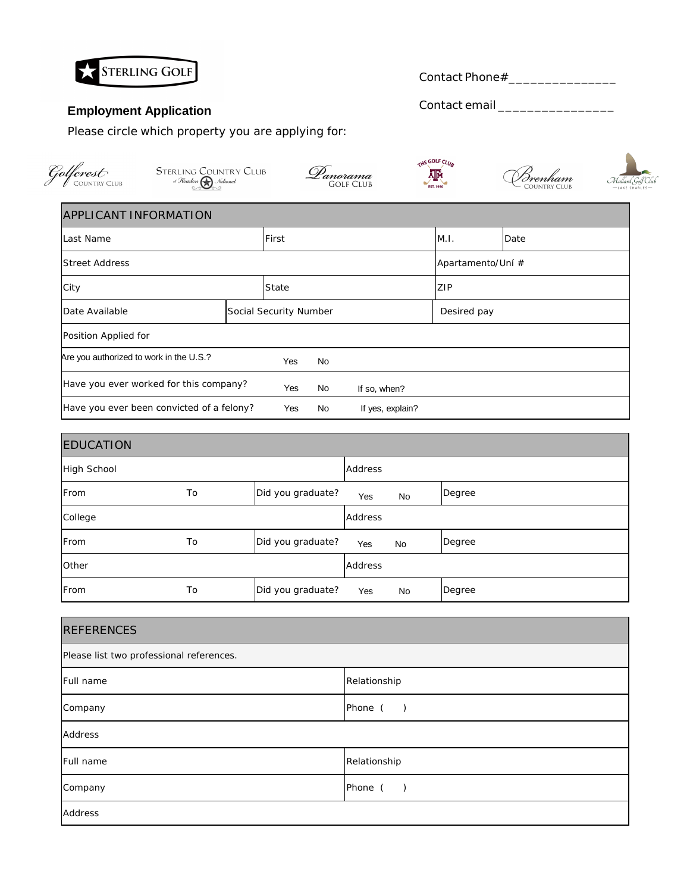STERLING GOLF

Contact Phone#_______________

Contact email ________________

**Employment Application**

Please circle which property you are applying for:

Golfcrest Country Club | Sterling Country Club at Houston National | Panorama Golf Club | The Golf Club Texas A&M Est. 1950 | Brenham Country Club | Mallard Golf Club Lake Charles

| APPLICANT INFORMATION | | | | |
|---|---|---|---|---|
| Last Name | | First | M.I. | Date |
| Street Address | | | Apartamento/Uní # | |
| City | | State | ZIP | |
| Date Available | Social Security Number | | Desired pay | |
| Position Applied for | | | | |
| Are you authorized to work in the U.S.? | Yes No | | | |
| Have you ever worked for this company? | Yes No | If so, when? | | |
| Have you ever been convicted of a felony? | Yes No | If yes, explain? | | |

| EDUCATION | | | | |
|---|---|---|---|---|
| High School | | | Address | |
| From | To | Did you graduate? | Yes No | Degree |
| College | | | Address | |
| From | To | Did you graduate? | Yes No | Degree |
| Other | | | Address | |
| From | To | Did you graduate? | Yes No | Degree |

| REFERENCES | |
|---|---|
| Please list two professional references. | |
| Full name | Relationship |
| Company | Phone ( ) |
| Address | |
| Full name | Relationship |
| Company | Phone ( ) |
| Address | |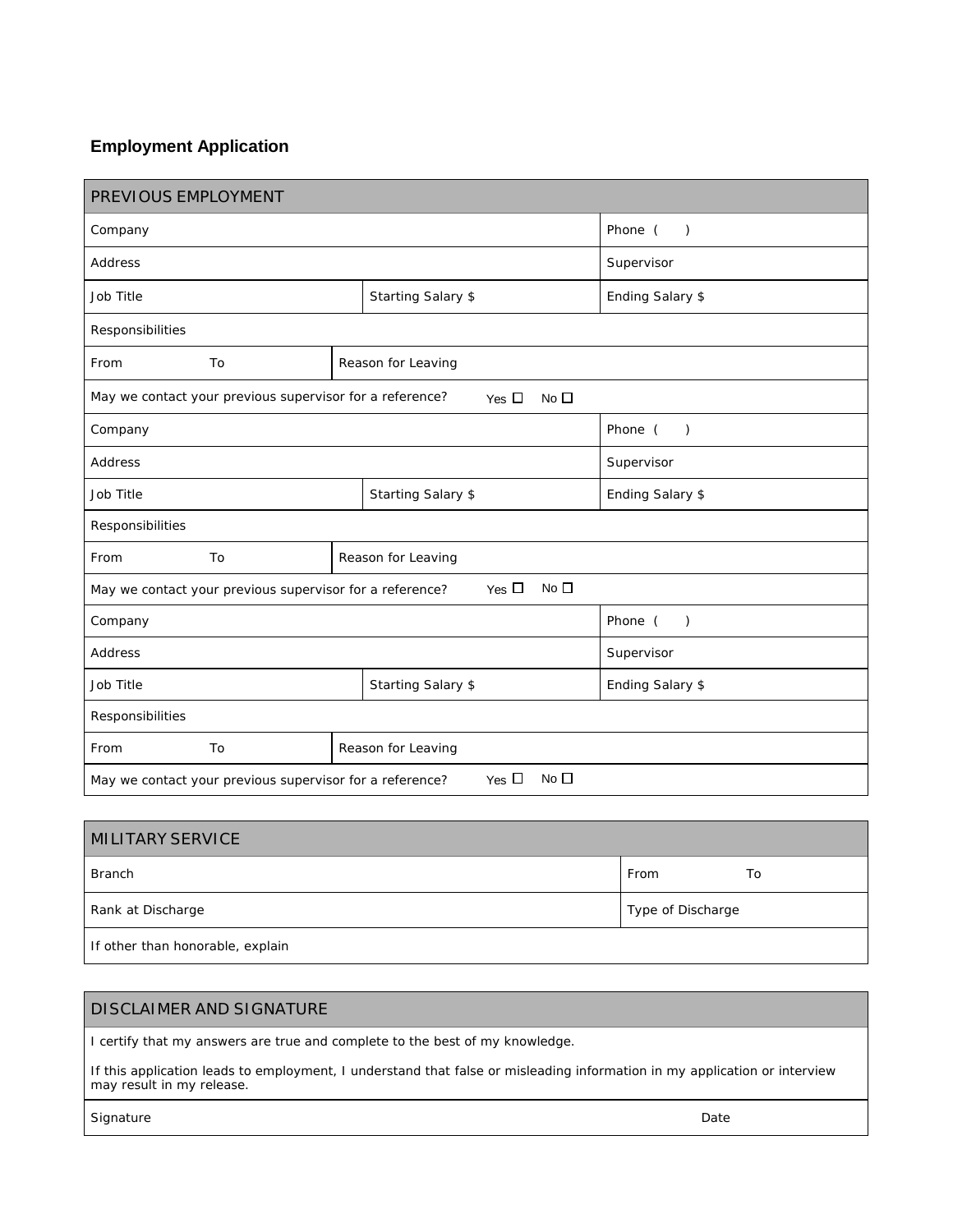## Employment Application

| PREVIOUS EMPLOYMENT | | |
|---|---|---|
| Company | | Phone ( ) |
| Address | | Supervisor |
| Job Title | Starting Salary $ | Ending Salary $ |
| Responsibilities | | |
| From To | Reason for Leaving | |
| May we contact your previous supervisor for a reference? Yes ☐ No ☐ | | |
| Company | | Phone ( ) |
| Address | | Supervisor |
| Job Title | Starting Salary $ | Ending Salary $ |
| Responsibilities | | |
| From To | Reason for Leaving | |
| May we contact your previous supervisor for a reference? Yes ☐ No ☐ | | |
| Company | | Phone ( ) |
| Address | | Supervisor |
| Job Title | Starting Salary $ | Ending Salary $ |
| Responsibilities | | |
| From To | Reason for Leaving | |
| May we contact your previous supervisor for a reference? Yes ☐ No ☐ | | |

| MILITARY SERVICE | |
|---|---|
| Branch | From To |
| Rank at Discharge | Type of Discharge |
| If other than honorable, explain | |

| DISCLAIMER AND SIGNATURE | |
|---|---|
| I certify that my answers are true and complete to the best of my knowledge.<br><br>If this application leads to employment, I understand that false or misleading information in my application or interview may result in my release. | |
| Signature | Date |